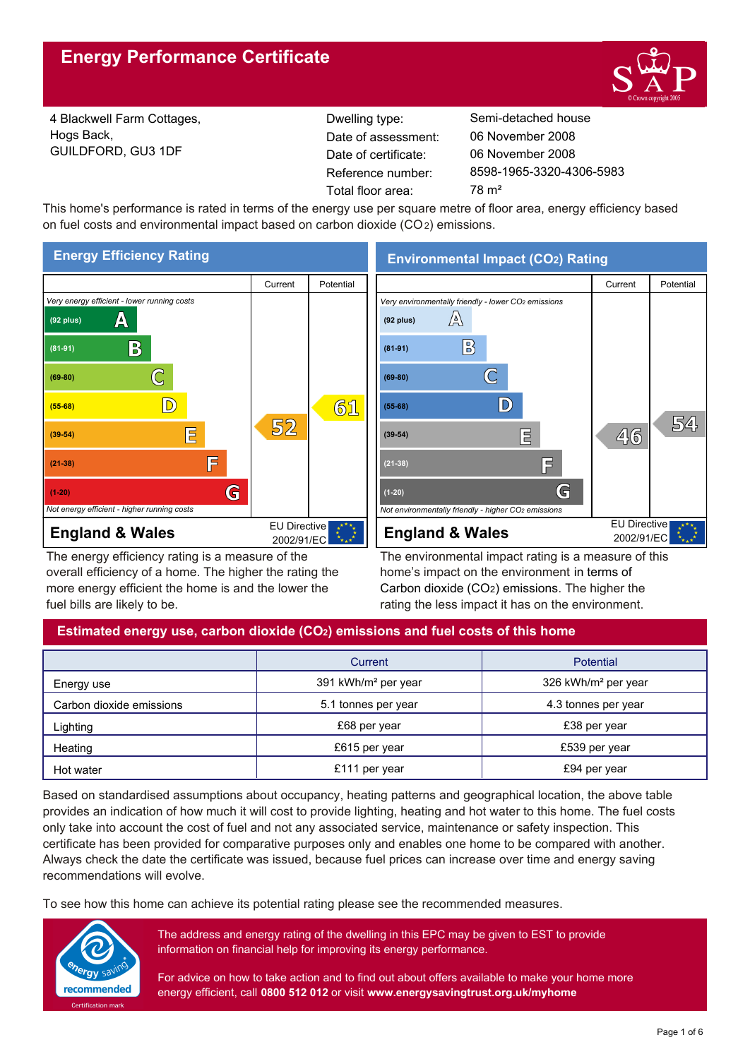# Energy Performance Certificate

4 Blackwell Farm Cottages,
Hogs Back,
GUILDFORD, GU3 1DF

| | |
|---|---|
| Dwelling type: | Semi-detached house |
| Date of assessment: | 06 November 2008 |
| Date of certificate: | 06 November 2008 |
| Reference number: | 8598-1965-3320-4306-5983 |
| Total floor area: | 78 m² |

This home's performance is rated in terms of the energy use per square metre of floor area, energy efficiency based on fuel costs and environmental impact based on carbon dioxide ($CO_2$) emissions.

## Energy Efficiency Rating

| | Current | Potential |
|---|---|---|
| *Very energy efficient - lower running costs* | | |
| (92 plus) A | | |
| (81-91) B | | |
| (69-80) C | | |
| (55-68) D | | 61 |
| (39-54) E | 52 | |
| (21-38) F | | |
| (1-20) G | | |
| *Not energy efficient - higher running costs* | | |

**England & Wales** — EU Directive 2002/91/EC

The energy efficiency rating is a measure of the overall efficiency of a home. The higher the rating the more energy efficient the home is and the lower the fuel bills are likely to be.

## Environmental Impact ($CO_2$) Rating

| | Current | Potential |
|---|---|---|
| *Very environmentally friendly - lower $CO_2$ emissions* | | |
| (92 plus) A | | |
| (81-91) B | | |
| (69-80) C | | |
| (55-68) D | | |
| (39-54) E | 46 | 54 |
| (21-38) F | | |
| (1-20) G | | |
| *Not environmentally friendly - higher $CO_2$ emissions* | | |

**England & Wales** — EU Directive 2002/91/EC

The environmental impact rating is a measure of this home's impact on the environment in terms of Carbon dioxide ($CO_2$) emissions. The higher the rating the less impact it has on the environment.

## Estimated energy use, carbon dioxide ($CO_2$) emissions and fuel costs of this home

| | Current | Potential |
|---|---|---|
| Energy use | 391 kWh/m² per year | 326 kWh/m² per year |
| Carbon dioxide emissions | 5.1 tonnes per year | 4.3 tonnes per year |
| Lighting | £68 per year | £38 per year |
| Heating | £615 per year | £539 per year |
| Hot water | £111 per year | £94 per year |

Based on standardised assumptions about occupancy, heating patterns and geographical location, the above table provides an indication of how much it will cost to provide lighting, heating and hot water to this home. The fuel costs only take into account the cost of fuel and not any associated service, maintenance or safety inspection. This certificate has been provided for comparative purposes only and enables one home to be compared with another. Always check the date the certificate was issued, because fuel prices can increase over time and energy saving recommendations will evolve.

To see how this home can achieve its potential rating please see the recommended measures.

energy saving recommended — Certification mark

The address and energy rating of the dwelling in this EPC may be given to EST to provide information on financial help for improving its energy performance.

For advice on how to take action and to find out about offers available to make your home more energy efficient, call **0800 512 012** or visit **www.energysavingtrust.org.uk/myhome**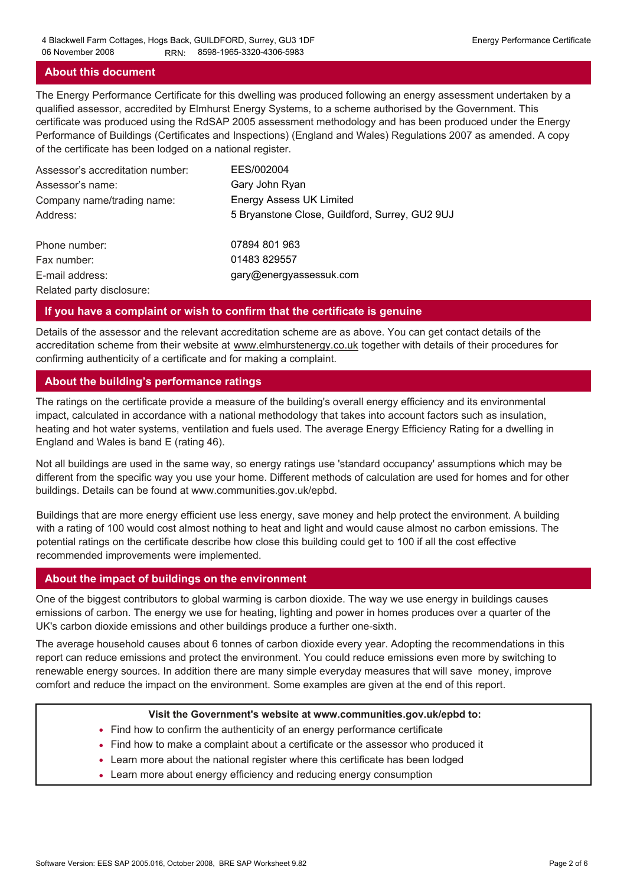## About this document

The Energy Performance Certificate for this dwelling was produced following an energy assessment undertaken by a qualified assessor, accredited by Elmhurst Energy Systems, to a scheme authorised by the Government. This certificate was produced using the RdSAP 2005 assessment methodology and has been produced under the Energy Performance of Buildings (Certificates and Inspections) (England and Wales) Regulations 2007 as amended. A copy of the certificate has been lodged on a national register.

| | |
|---|---|
| Assessor's accreditation number: | EES/002004 |
| Assessor's name: | Gary John Ryan |
| Company name/trading name: | Energy Assess UK Limited |
| Address: | 5 Bryanstone Close, Guildford, Surrey, GU2 9UJ |
| Phone number: | 07894 801 963 |
| Fax number: | 01483 829557 |
| E-mail address: | gary@energyassessuk.com |
| Related party disclosure: | |

## If you have a complaint or wish to confirm that the certificate is genuine

Details of the assessor and the relevant accreditation scheme are as above. You can get contact details of the accreditation scheme from their website at www.elmhurstenergy.co.uk together with details of their procedures for confirming authenticity of a certificate and for making a complaint.

## About the building's performance ratings

The ratings on the certificate provide a measure of the building's overall energy efficiency and its environmental impact, calculated in accordance with a national methodology that takes into account factors such as insulation, heating and hot water systems, ventilation and fuels used. The average Energy Efficiency Rating for a dwelling in England and Wales is band E (rating 46).

Not all buildings are used in the same way, so energy ratings use 'standard occupancy' assumptions which may be different from the specific way you use your home. Different methods of calculation are used for homes and for other buildings. Details can be found at www.communities.gov.uk/epbd.

Buildings that are more energy efficient use less energy, save money and help protect the environment. A building with a rating of 100 would cost almost nothing to heat and light and would cause almost no carbon emissions. The potential ratings on the certificate describe how close this building could get to 100 if all the cost effective recommended improvements were implemented.

## About the impact of buildings on the environment

One of the biggest contributors to global warming is carbon dioxide. The way we use energy in buildings causes emissions of carbon. The energy we use for heating, lighting and power in homes produces over a quarter of the UK's carbon dioxide emissions and other buildings produce a further one-sixth.

The average household causes about 6 tonnes of carbon dioxide every year. Adopting the recommendations in this report can reduce emissions and protect the environment. You could reduce emissions even more by switching to renewable energy sources. In addition there are many simple everyday measures that will save money, improve comfort and reduce the impact on the environment. Some examples are given at the end of this report.

**Visit the Government's website at www.communities.gov.uk/epbd to:**

- Find how to confirm the authenticity of an energy performance certificate
- Find how to make a complaint about a certificate or the assessor who produced it
- Learn more about the national register where this certificate has been lodged
- Learn more about energy efficiency and reducing energy consumption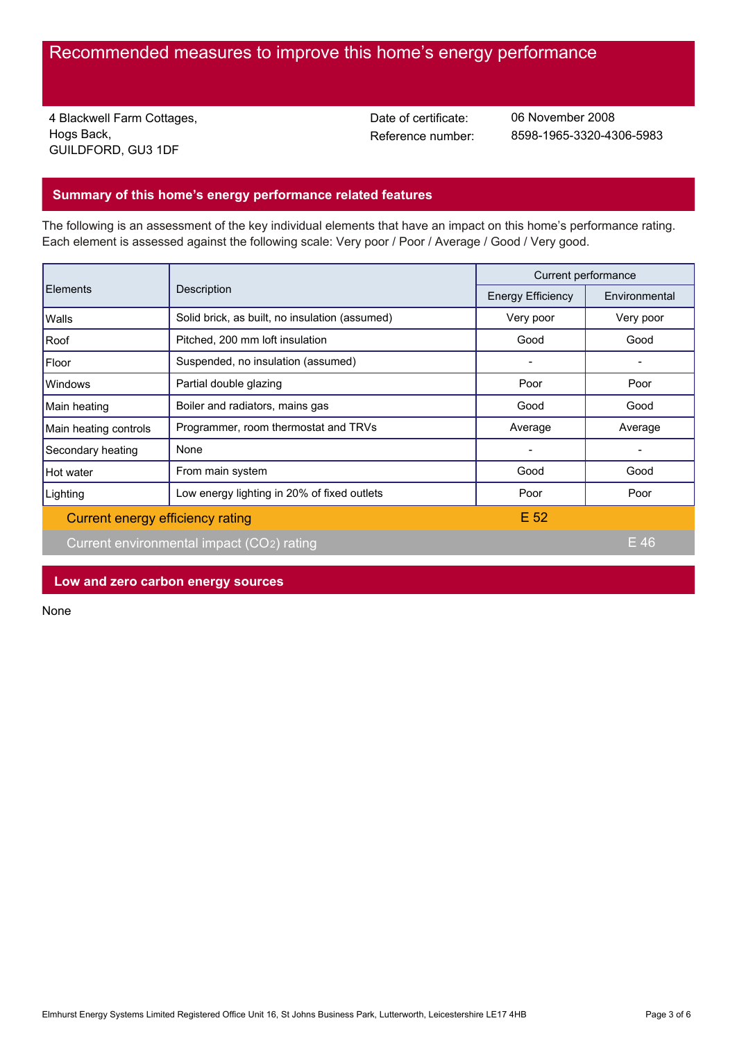# Recommended measures to improve this home's energy performance

4 Blackwell Farm Cottages,
Hogs Back,
GUILDFORD, GU3 1DF

Date of certificate: 06 November 2008
Reference number: 8598-1965-3320-4306-5983

## Summary of this home's energy performance related features

The following is an assessment of the key individual elements that have an impact on this home's performance rating. Each element is assessed against the following scale: Very poor / Poor / Average / Good / Very good.

| Elements | Description | Current performance | |
|---|---|---|---|
| | | Energy Efficiency | Environmental |
| Walls | Solid brick, as built, no insulation (assumed) | Very poor | Very poor |
| Roof | Pitched, 200 mm loft insulation | Good | Good |
| Floor | Suspended, no insulation (assumed) | - | - |
| Windows | Partial double glazing | Poor | Poor |
| Main heating | Boiler and radiators, mains gas | Good | Good |
| Main heating controls | Programmer, room thermostat and TRVs | Average | Average |
| Secondary heating | None | - | - |
| Hot water | From main system | Good | Good |
| Lighting | Low energy lighting in 20% of fixed outlets | Poor | Poor |
| Current energy efficiency rating | | E 52 | |
| Current environmental impact ($CO_2$) rating | | | E 46 |

## Low and zero carbon energy sources

None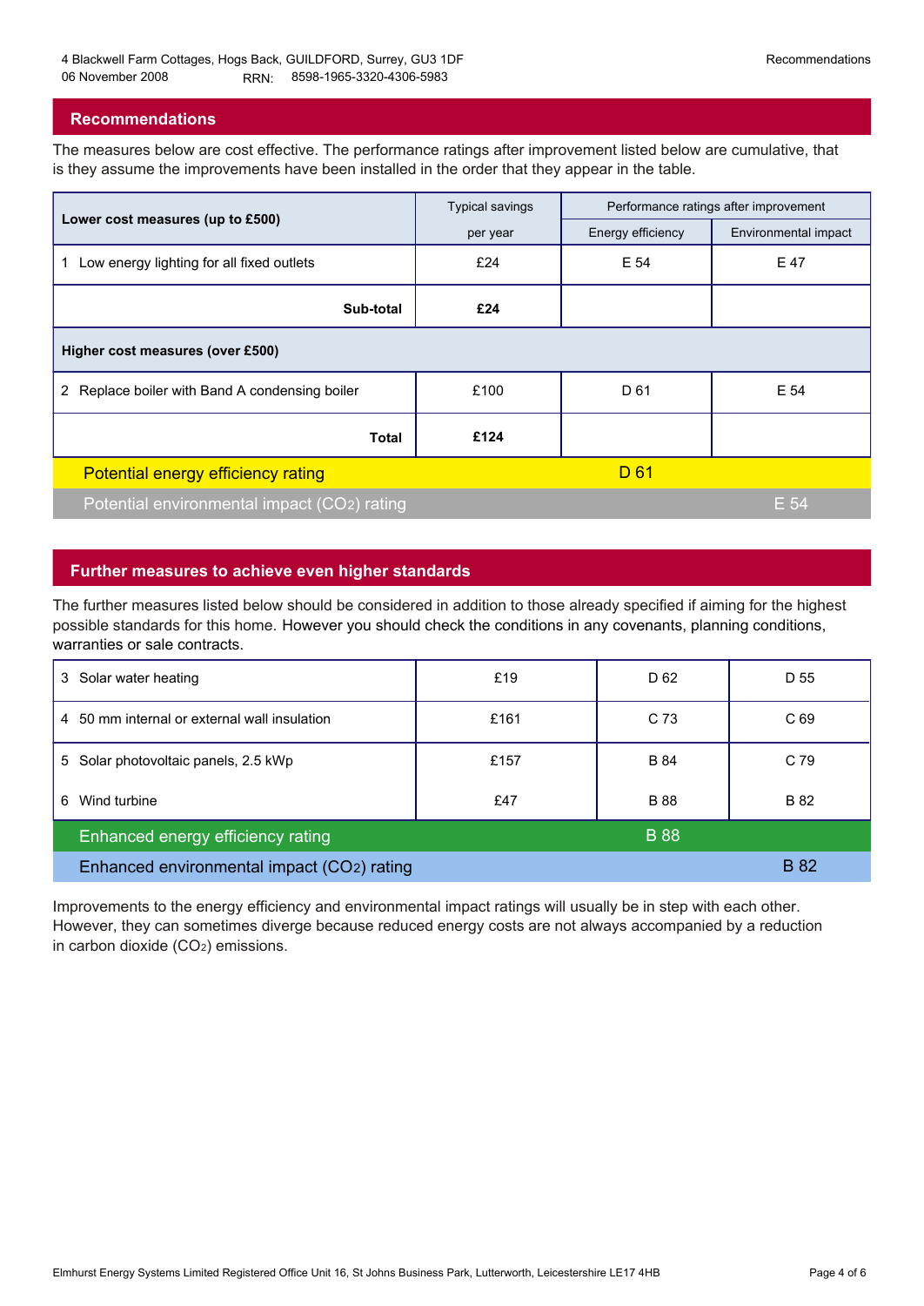4 Blackwell Farm Cottages, Hogs Back, GUILDFORD, Surrey, GU3 1DF
06 November 2008 RRN: 8598-1965-3320-4306-5983

## Recommendations

The measures below are cost effective. The performance ratings after improvement listed below are cumulative, that is they assume the improvements have been installed in the order that they appear in the table.

| Lower cost measures (up to £500) | Typical savings per year | Performance ratings after improvement | |
|---|---|---|---|
| | | Energy efficiency | Environmental impact |
| 1 Low energy lighting for all fixed outlets | £24 | E 54 | E 47 |
| **Sub-total** | **£24** | | |
| **Higher cost measures (over £500)** | | | |
| 2 Replace boiler with Band A condensing boiler | £100 | D 61 | E 54 |
| **Total** | **£124** | | |
| Potential energy efficiency rating | | D 61 | |
| Potential environmental impact ($CO_2$) rating | | | E 54 |

## Further measures to achieve even higher standards

The further measures listed below should be considered in addition to those already specified if aiming for the highest possible standards for this home. However you should check the conditions in any covenants, planning conditions, warranties or sale contracts.

| Measure | Typical savings per year | Energy efficiency | Environmental impact |
|---|---|---|---|
| 3 Solar water heating | £19 | D 62 | D 55 |
| 4 50 mm internal or external wall insulation | £161 | C 73 | C 69 |
| 5 Solar photovoltaic panels, 2.5 kWp | £157 | B 84 | C 79 |
| 6 Wind turbine | £47 | B 88 | B 82 |
| Enhanced energy efficiency rating | | B 88 | |
| Enhanced environmental impact ($CO_2$) rating | | | B 82 |

Improvements to the energy efficiency and environmental impact ratings will usually be in step with each other. However, they can sometimes diverge because reduced energy costs are not always accompanied by a reduction in carbon dioxide ($CO_2$) emissions.

Elmhurst Energy Systems Limited Registered Office Unit 16, St Johns Business Park, Lutterworth, Leicestershire LE17 4HB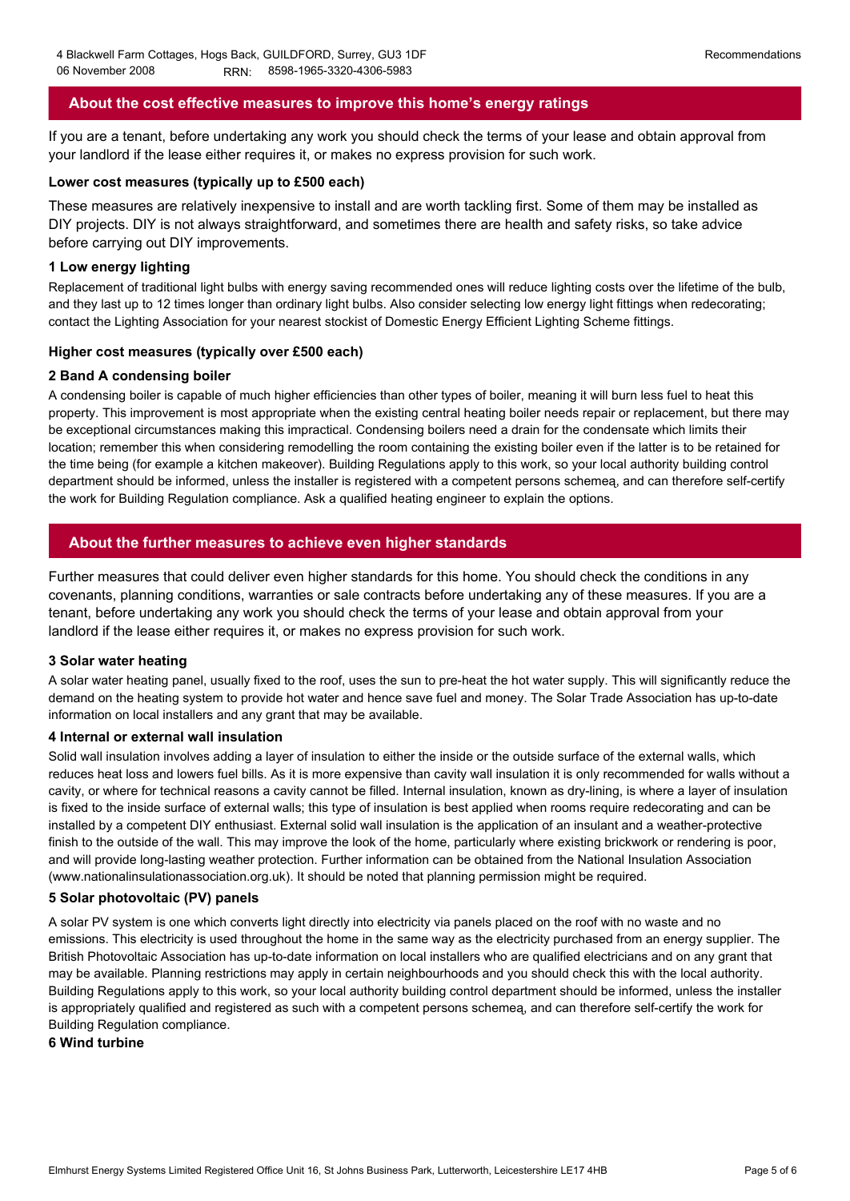## About the cost effective measures to improve this home's energy ratings

If you are a tenant, before undertaking any work you should check the terms of your lease and obtain approval from your landlord if the lease either requires it, or makes no express provision for such work.

**Lower cost measures (typically up to £500 each)**

These measures are relatively inexpensive to install and are worth tackling first. Some of them may be installed as DIY projects. DIY is not always straightforward, and sometimes there are health and safety risks, so take advice before carrying out DIY improvements.

**1 Low energy lighting**

Replacement of traditional light bulbs with energy saving recommended ones will reduce lighting costs over the lifetime of the bulb, and they last up to 12 times longer than ordinary light bulbs. Also consider selecting low energy light fittings when redecorating; contact the Lighting Association for your nearest stockist of Domestic Energy Efficient Lighting Scheme fittings.

**Higher cost measures (typically over £500 each)**

**2 Band A condensing boiler**

A condensing boiler is capable of much higher efficiencies than other types of boiler, meaning it will burn less fuel to heat this property. This improvement is most appropriate when the existing central heating boiler needs repair or replacement, but there may be exceptional circumstances making this impractical. Condensing boilers need a drain for the condensate which limits their location; remember this when considering remodelling the room containing the existing boiler even if the latter is to be retained for the time being (for example a kitchen makeover). Building Regulations apply to this work, so your local authority building control department should be informed, unless the installer is registered with a competent persons schemeą, and can therefore self-certify the work for Building Regulation compliance. Ask a qualified heating engineer to explain the options.

## About the further measures to achieve even higher standards

Further measures that could deliver even higher standards for this home. You should check the conditions in any covenants, planning conditions, warranties or sale contracts before undertaking any of these measures. If you are a tenant, before undertaking any work you should check the terms of your lease and obtain approval from your landlord if the lease either requires it, or makes no express provision for such work.

**3 Solar water heating**

A solar water heating panel, usually fixed to the roof, uses the sun to pre-heat the hot water supply. This will significantly reduce the demand on the heating system to provide hot water and hence save fuel and money. The Solar Trade Association has up-to-date information on local installers and any grant that may be available.

**4 Internal or external wall insulation**

Solid wall insulation involves adding a layer of insulation to either the inside or the outside surface of the external walls, which reduces heat loss and lowers fuel bills. As it is more expensive than cavity wall insulation it is only recommended for walls without a cavity, or where for technical reasons a cavity cannot be filled. Internal insulation, known as dry-lining, is where a layer of insulation is fixed to the inside surface of external walls; this type of insulation is best applied when rooms require redecorating and can be installed by a competent DIY enthusiast. External solid wall insulation is the application of an insulant and a weather-protective finish to the outside of the wall. This may improve the look of the home, particularly where existing brickwork or rendering is poor, and will provide long-lasting weather protection. Further information can be obtained from the National Insulation Association (www.nationalinsulationassociation.org.uk). It should be noted that planning permission might be required.

**5 Solar photovoltaic (PV) panels**

A solar PV system is one which converts light directly into electricity via panels placed on the roof with no waste and no emissions. This electricity is used throughout the home in the same way as the electricity purchased from an energy supplier. The British Photovoltaic Association has up-to-date information on local installers who are qualified electricians and on any grant that may be available. Planning restrictions may apply in certain neighbourhoods and you should check this with the local authority. Building Regulations apply to this work, so your local authority building control department should be informed, unless the installer is appropriately qualified and registered as such with a competent persons schemeą, and can therefore self-certify the work for Building Regulation compliance.

**6 Wind turbine**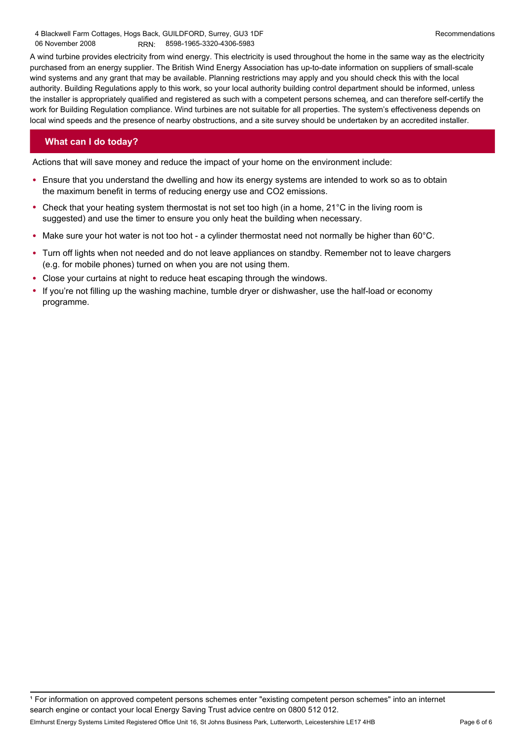A wind turbine provides electricity from wind energy. This electricity is used throughout the home in the same way as the electricity purchased from an energy supplier. The British Wind Energy Association has up-to-date information on suppliers of small-scale wind systems and any grant that may be available. Planning restrictions may apply and you should check this with the local authority. Building Regulations apply to this work, so your local authority building control department should be informed, unless the installer is appropriately qualified and registered as such with a competent persons scheme[1], and can therefore self-certify the work for Building Regulation compliance. Wind turbines are not suitable for all properties. The system's effectiveness depends on local wind speeds and the presence of nearby obstructions, and a site survey should be undertaken by an accredited installer.

## What can I do today?

Actions that will save money and reduce the impact of your home on the environment include:

- Ensure that you understand the dwelling and how its energy systems are intended to work so as to obtain the maximum benefit in terms of reducing energy use and $CO_2$ emissions.
- Check that your heating system thermostat is not set too high (in a home, 21°C in the living room is suggested) and use the timer to ensure you only heat the building when necessary.
- Make sure your hot water is not too hot - a cylinder thermostat need not normally be higher than 60°C.
- Turn off lights when not needed and do not leave appliances on standby. Remember not to leave chargers (e.g. for mobile phones) turned on when you are not using them.
- Close your curtains at night to reduce heat escaping through the windows.
- If you're not filling up the washing machine, tumble dryer or dishwasher, use the half-load or economy programme.

[1] For information on approved competent persons schemes enter "existing competent person schemes" into an internet search engine or contact your local Energy Saving Trust advice centre on 0800 512 012.